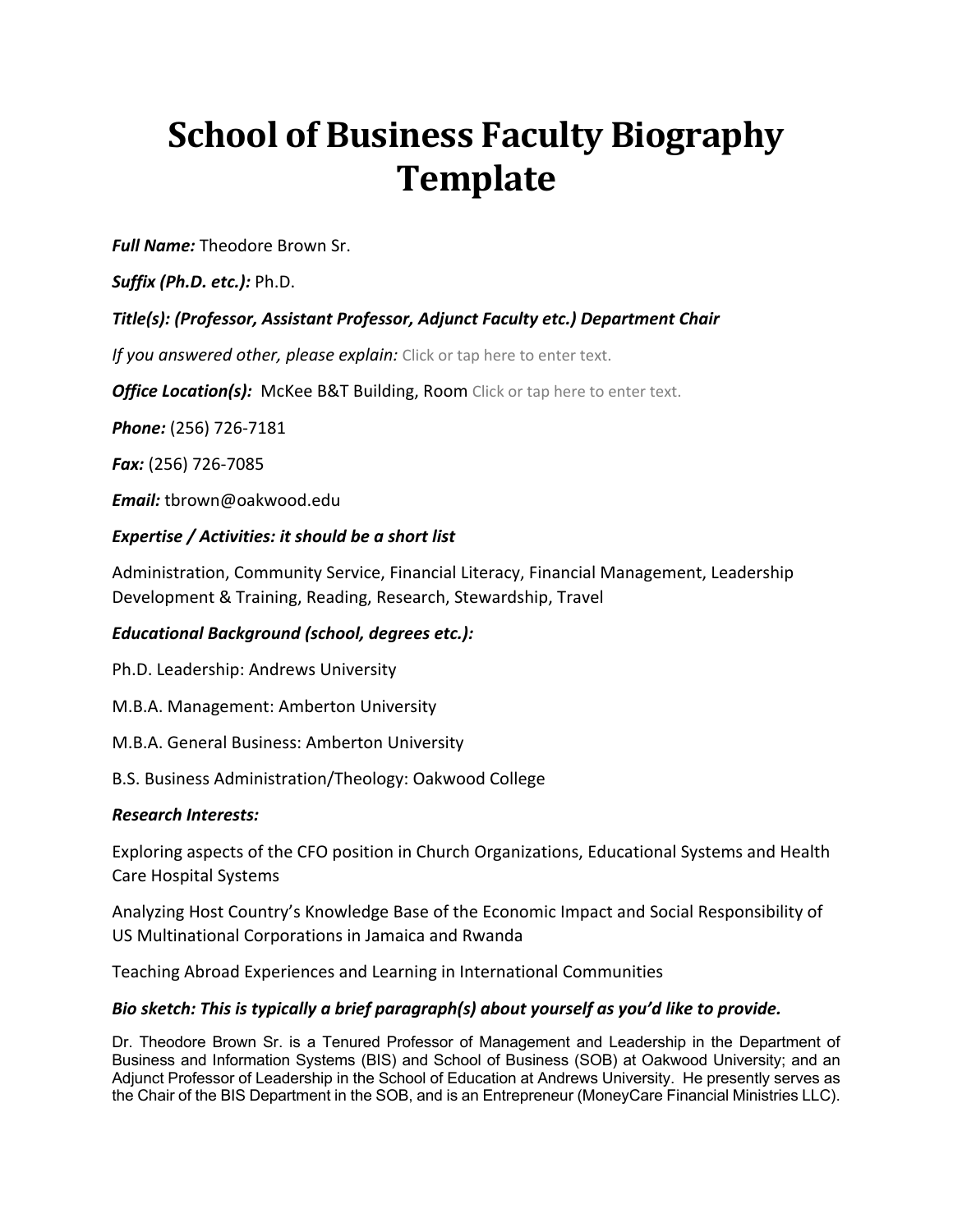# School of Business Faculty Biography Template

***Full Name:*** Theodore Brown Sr.

***Suffix (Ph.D. etc.):*** Ph.D.

***Title(s): (Professor, Assistant Professor, Adjunct Faculty etc.) Department Chair***

*If you answered other, please explain:* Click or tap here to enter text.

***Office Location(s):*** McKee B&T Building, Room Click or tap here to enter text.

***Phone:*** (256) 726-7181

***Fax:*** (256) 726-7085

***Email:*** tbrown@oakwood.edu

***Expertise / Activities: it should be a short list***

Administration, Community Service, Financial Literacy, Financial Management, Leadership Development & Training, Reading, Research, Stewardship, Travel

***Educational Background (school, degrees etc.):***

Ph.D. Leadership: Andrews University

M.B.A. Management: Amberton University

M.B.A. General Business: Amberton University

B.S. Business Administration/Theology: Oakwood College

***Research Interests:***

Exploring aspects of the CFO position in Church Organizations, Educational Systems and Health Care Hospital Systems

Analyzing Host Country's Knowledge Base of the Economic Impact and Social Responsibility of US Multinational Corporations in Jamaica and Rwanda

Teaching Abroad Experiences and Learning in International Communities

***Bio sketch: This is typically a brief paragraph(s) about yourself as you'd like to provide.***

Dr. Theodore Brown Sr. is a Tenured Professor of Management and Leadership in the Department of Business and Information Systems (BIS) and School of Business (SOB) at Oakwood University; and an Adjunct Professor of Leadership in the School of Education at Andrews University. He presently serves as the Chair of the BIS Department in the SOB, and is an Entrepreneur (MoneyCare Financial Ministries LLC).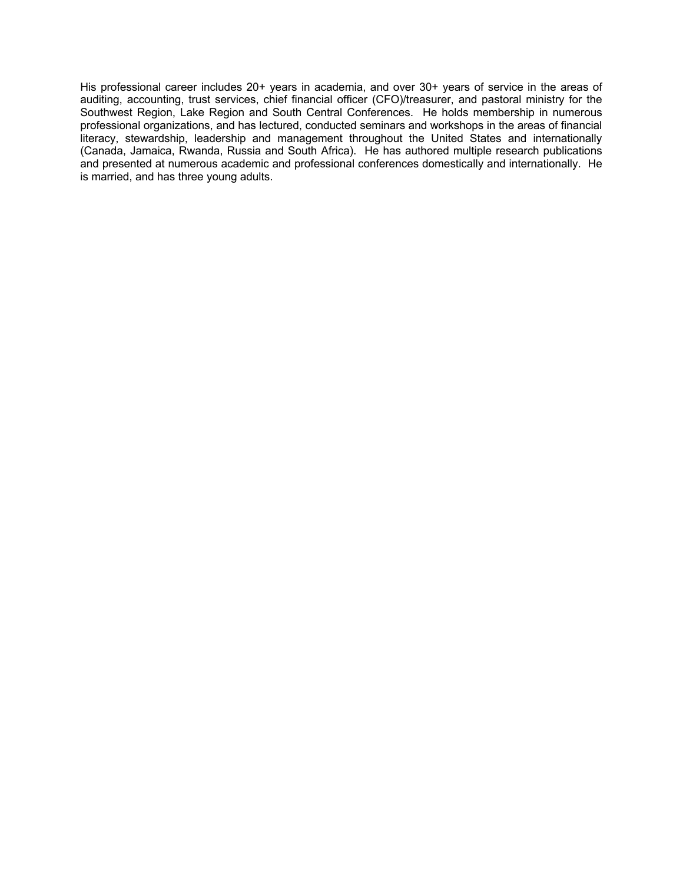His professional career includes 20+ years in academia, and over 30+ years of service in the areas of auditing, accounting, trust services, chief financial officer (CFO)/treasurer, and pastoral ministry for the Southwest Region, Lake Region and South Central Conferences. He holds membership in numerous professional organizations, and has lectured, conducted seminars and workshops in the areas of financial literacy, stewardship, leadership and management throughout the United States and internationally (Canada, Jamaica, Rwanda, Russia and South Africa). He has authored multiple research publications and presented at numerous academic and professional conferences domestically and internationally. He is married, and has three young adults.